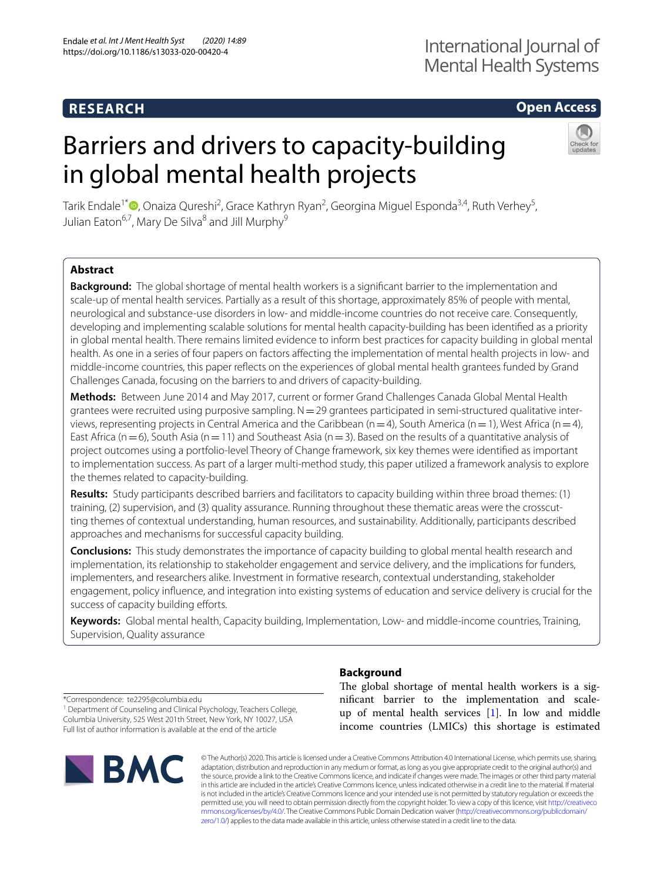**RESEARCH** **Open Access**

# Barriers and drivers to capacity-building in global mental health projects

Tarik Endale[1*], Onaiza Qureshi[2], Grace Kathryn Ryan[2], Georgina Miguel Esponda[3,4], Ruth Verhey[5], Julian Eaton[6,7], Mary De Silva[8] and Jill Murphy[9]

## Abstract

**Background:** The global shortage of mental health workers is a significant barrier to the implementation and scale-up of mental health services. Partially as a result of this shortage, approximately 85% of people with mental, neurological and substance-use disorders in low- and middle-income countries do not receive care. Consequently, developing and implementing scalable solutions for mental health capacity-building has been identified as a priority in global mental health. There remains limited evidence to inform best practices for capacity building in global mental health. As one in a series of four papers on factors affecting the implementation of mental health projects in low- and middle-income countries, this paper reflects on the experiences of global mental health grantees funded by Grand Challenges Canada, focusing on the barriers to and drivers of capacity-building.

**Methods:** Between June 2014 and May 2017, current or former Grand Challenges Canada Global Mental Health grantees were recruited using purposive sampling. N = 29 grantees participated in semi-structured qualitative interviews, representing projects in Central America and the Caribbean (n = 4), South America (n = 1), West Africa (n = 4), East Africa (n = 6), South Asia (n = 11) and Southeast Asia (n = 3). Based on the results of a quantitative analysis of project outcomes using a portfolio-level Theory of Change framework, six key themes were identified as important to implementation success. As part of a larger multi-method study, this paper utilized a framework analysis to explore the themes related to capacity-building.

**Results:** Study participants described barriers and facilitators to capacity building within three broad themes: (1) training, (2) supervision, and (3) quality assurance. Running throughout these thematic areas were the crosscutting themes of contextual understanding, human resources, and sustainability. Additionally, participants described approaches and mechanisms for successful capacity building.

**Conclusions:** This study demonstrates the importance of capacity building to global mental health research and implementation, its relationship to stakeholder engagement and service delivery, and the implications for funders, implementers, and researchers alike. Investment in formative research, contextual understanding, stakeholder engagement, policy influence, and integration into existing systems of education and service delivery is crucial for the success of capacity building efforts.

**Keywords:** Global mental health, Capacity building, Implementation, Low- and middle-income countries, Training, Supervision, Quality assurance

*Correspondence: te2295@columbia.edu
[1] Department of Counseling and Clinical Psychology, Teachers College, Columbia University, 525 West 201th Street, New York, NY 10027, USA
Full list of author information is available at the end of the article

## Background

The global shortage of mental health workers is a significant barrier to the implementation and scale-up of mental health services [1]. In low and middle income countries (LMICs) this shortage is estimated

© The Author(s) 2020. This article is licensed under a Creative Commons Attribution 4.0 International License, which permits use, sharing, adaptation, distribution and reproduction in any medium or format, as long as you give appropriate credit to the original author(s) and the source, provide a link to the Creative Commons licence, and indicate if changes were made. The images or other third party material in this article are included in the article's Creative Commons licence, unless indicated otherwise in a credit line to the material. If material is not included in the article's Creative Commons licence and your intended use is not permitted by statutory regulation or exceeds the permitted use, you will need to obtain permission directly from the copyright holder. To view a copy of this licence, visit http://creativecommons.org/licenses/by/4.0/. The Creative Commons Public Domain Dedication waiver (http://creativecommons.org/publicdomain/zero/1.0/) applies to the data made available in this article, unless otherwise stated in a credit line to the data.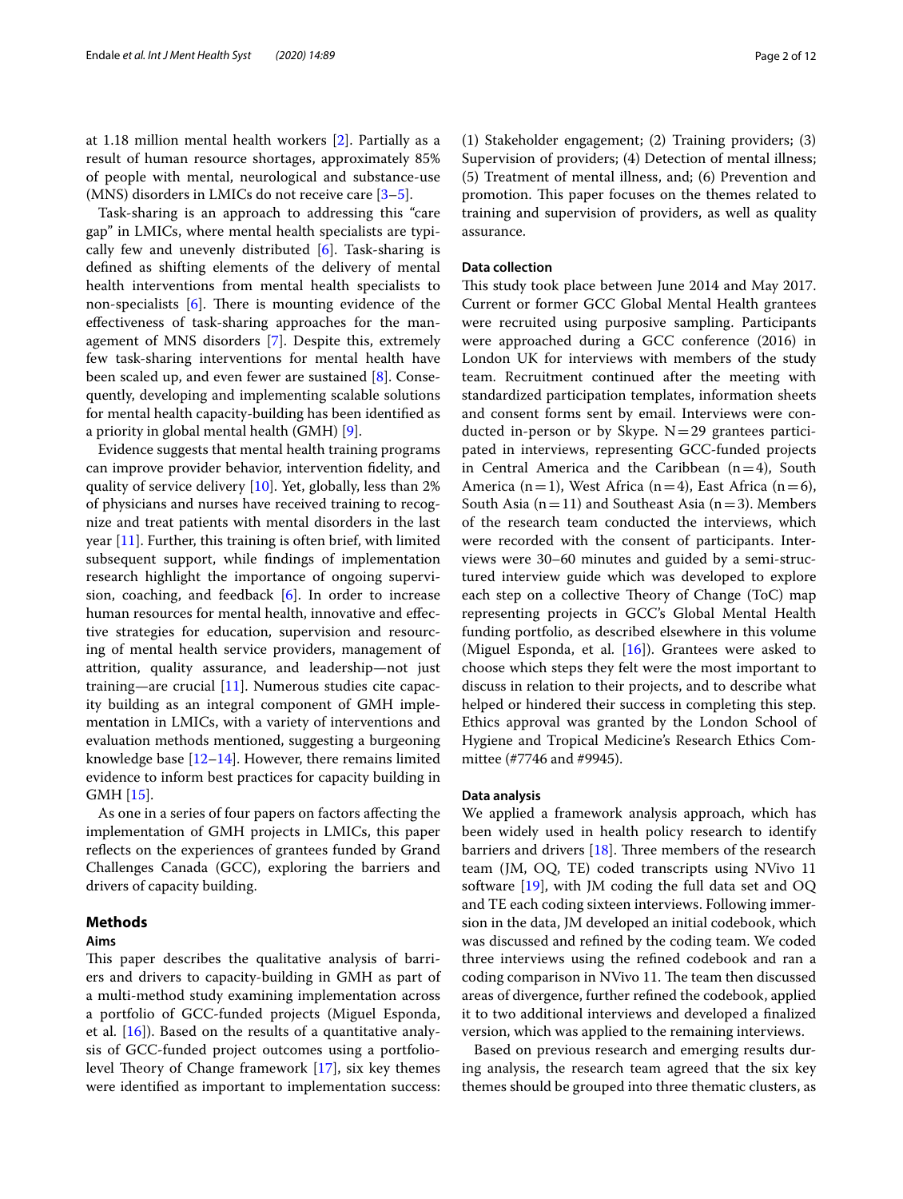at 1.18 million mental health workers [2]. Partially as a result of human resource shortages, approximately 85% of people with mental, neurological and substance-use (MNS) disorders in LMICs do not receive care [3–5].

Task-sharing is an approach to addressing this "care gap" in LMICs, where mental health specialists are typically few and unevenly distributed [6]. Task-sharing is defined as shifting elements of the delivery of mental health interventions from mental health specialists to non-specialists [6]. There is mounting evidence of the effectiveness of task-sharing approaches for the management of MNS disorders [7]. Despite this, extremely few task-sharing interventions for mental health have been scaled up, and even fewer are sustained [8]. Consequently, developing and implementing scalable solutions for mental health capacity-building has been identified as a priority in global mental health (GMH) [9].

Evidence suggests that mental health training programs can improve provider behavior, intervention fidelity, and quality of service delivery [10]. Yet, globally, less than 2% of physicians and nurses have received training to recognize and treat patients with mental disorders in the last year [11]. Further, this training is often brief, with limited subsequent support, while findings of implementation research highlight the importance of ongoing supervision, coaching, and feedback [6]. In order to increase human resources for mental health, innovative and effective strategies for education, supervision and resourcing of mental health service providers, management of attrition, quality assurance, and leadership—not just training—are crucial [11]. Numerous studies cite capacity building as an integral component of GMH implementation in LMICs, with a variety of interventions and evaluation methods mentioned, suggesting a burgeoning knowledge base [12–14]. However, there remains limited evidence to inform best practices for capacity building in GMH [15].

As one in a series of four papers on factors affecting the implementation of GMH projects in LMICs, this paper reflects on the experiences of grantees funded by Grand Challenges Canada (GCC), exploring the barriers and drivers of capacity building.

## Methods

### Aims

This paper describes the qualitative analysis of barriers and drivers to capacity-building in GMH as part of a multi-method study examining implementation across a portfolio of GCC-funded projects (Miguel Esponda, et al. [16]). Based on the results of a quantitative analysis of GCC-funded project outcomes using a portfolio-level Theory of Change framework [17], six key themes were identified as important to implementation success: (1) Stakeholder engagement; (2) Training providers; (3) Supervision of providers; (4) Detection of mental illness; (5) Treatment of mental illness, and; (6) Prevention and promotion. This paper focuses on the themes related to training and supervision of providers, as well as quality assurance.

### Data collection

This study took place between June 2014 and May 2017. Current or former GCC Global Mental Health grantees were recruited using purposive sampling. Participants were approached during a GCC conference (2016) in London UK for interviews with members of the study team. Recruitment continued after the meeting with standardized participation templates, information sheets and consent forms sent by email. Interviews were conducted in-person or by Skype. N = 29 grantees participated in interviews, representing GCC-funded projects in Central America and the Caribbean (n = 4), South America (n = 1), West Africa (n = 4), East Africa (n = 6), South Asia (n = 11) and Southeast Asia (n = 3). Members of the research team conducted the interviews, which were recorded with the consent of participants. Interviews were 30–60 minutes and guided by a semi-structured interview guide which was developed to explore each step on a collective Theory of Change (ToC) map representing projects in GCC's Global Mental Health funding portfolio, as described elsewhere in this volume (Miguel Esponda, et al. [16]). Grantees were asked to choose which steps they felt were the most important to discuss in relation to their projects, and to describe what helped or hindered their success in completing this step. Ethics approval was granted by the London School of Hygiene and Tropical Medicine's Research Ethics Committee (#7746 and #9945).

### Data analysis

We applied a framework analysis approach, which has been widely used in health policy research to identify barriers and drivers [18]. Three members of the research team (JM, OQ, TE) coded transcripts using NVivo 11 software [19], with JM coding the full data set and OQ and TE each coding sixteen interviews. Following immersion in the data, JM developed an initial codebook, which was discussed and refined by the coding team. We coded three interviews using the refined codebook and ran a coding comparison in NVivo 11. The team then discussed areas of divergence, further refined the codebook, applied it to two additional interviews and developed a finalized version, which was applied to the remaining interviews.

Based on previous research and emerging results during analysis, the research team agreed that the six key themes should be grouped into three thematic clusters, as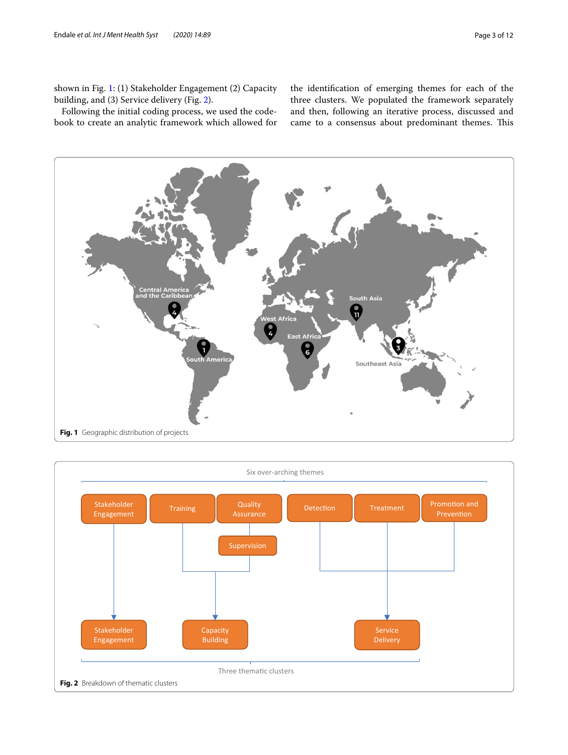shown in Fig. 1: (1) Stakeholder Engagement (2) Capacity building, and (3) Service delivery (Fig. 2).

Following the initial coding process, we used the codebook to create an analytic framework which allowed for the identification of emerging themes for each of the three clusters. We populated the framework separately and then, following an iterative process, discussed and came to a consensus about predominant themes. This

**Fig. 1** Geographic distribution of projects

**Fig. 2** Breakdown of thematic clusters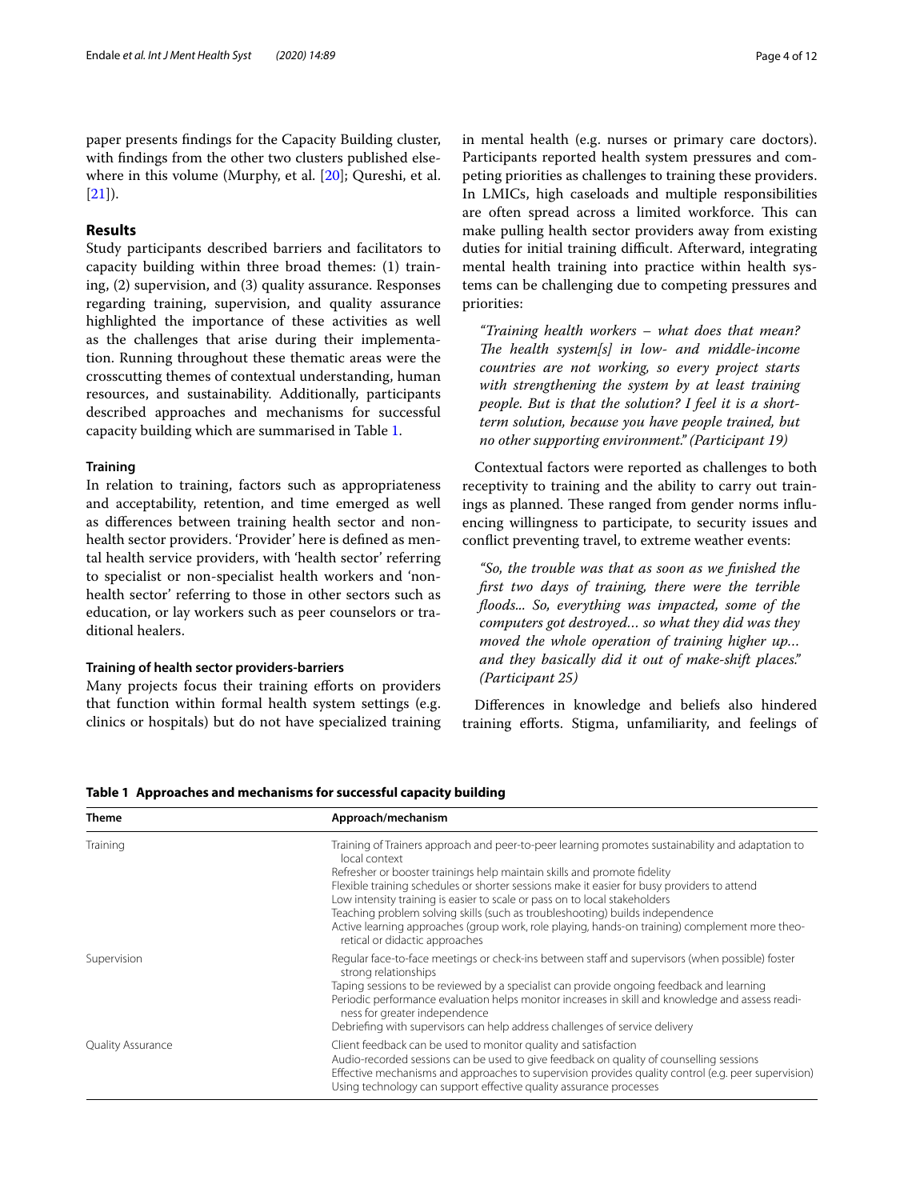paper presents findings for the Capacity Building cluster, with findings from the other two clusters published elsewhere in this volume (Murphy, et al. [20]; Qureshi, et al. [21]).

## Results

Study participants described barriers and facilitators to capacity building within three broad themes: (1) training, (2) supervision, and (3) quality assurance. Responses regarding training, supervision, and quality assurance highlighted the importance of these activities as well as the challenges that arise during their implementation. Running throughout these thematic areas were the crosscutting themes of contextual understanding, human resources, and sustainability. Additionally, participants described approaches and mechanisms for successful capacity building which are summarised in Table 1.

### Training

In relation to training, factors such as appropriateness and acceptability, retention, and time emerged as well as differences between training health sector and non-health sector providers. 'Provider' here is defined as mental health service providers, with 'health sector' referring to specialist or non-specialist health workers and 'non-health sector' referring to those in other sectors such as education, or lay workers such as peer counselors or traditional healers.

#### Training of health sector providers-barriers

Many projects focus their training efforts on providers that function within formal health system settings (e.g. clinics or hospitals) but do not have specialized training in mental health (e.g. nurses or primary care doctors). Participants reported health system pressures and competing priorities as challenges to training these providers. In LMICs, high caseloads and multiple responsibilities are often spread across a limited workforce. This can make pulling health sector providers away from existing duties for initial training difficult. Afterward, integrating mental health training into practice within health systems can be challenging due to competing pressures and priorities:

> *"Training health workers – what does that mean? The health system[s] in low- and middle-income countries are not working, so every project starts with strengthening the system by at least training people. But is that the solution? I feel it is a short-term solution, because you have people trained, but no other supporting environment." (Participant 19)*

Contextual factors were reported as challenges to both receptivity to training and the ability to carry out trainings as planned. These ranged from gender norms influencing willingness to participate, to security issues and conflict preventing travel, to extreme weather events:

> *"So, the trouble was that as soon as we finished the first two days of training, there were the terrible floods... So, everything was impacted, some of the computers got destroyed… so what they did was they moved the whole operation of training higher up… and they basically did it out of make-shift places." (Participant 25)*

Differences in knowledge and beliefs also hindered training efforts. Stigma, unfamiliarity, and feelings of

**Table 1 Approaches and mechanisms for successful capacity building**

| Theme | Approach/mechanism |
| --- | --- |
| Training | Training of Trainers approach and peer-to-peer learning promotes sustainability and adaptation to local context<br>Refresher or booster trainings help maintain skills and promote fidelity<br>Flexible training schedules or shorter sessions make it easier for busy providers to attend<br>Low intensity training is easier to scale or pass on to local stakeholders<br>Teaching problem solving skills (such as troubleshooting) builds independence<br>Active learning approaches (group work, role playing, hands-on training) complement more theoretical or didactic approaches |
| Supervision | Regular face-to-face meetings or check-ins between staff and supervisors (when possible) foster strong relationships<br>Taping sessions to be reviewed by a specialist can provide ongoing feedback and learning<br>Periodic performance evaluation helps monitor increases in skill and knowledge and assess readiness for greater independence<br>Debriefing with supervisors can help address challenges of service delivery |
| Quality Assurance | Client feedback can be used to monitor quality and satisfaction<br>Audio-recorded sessions can be used to give feedback on quality of counselling sessions<br>Effective mechanisms and approaches to supervision provides quality control (e.g. peer supervision)<br>Using technology can support effective quality assurance processes |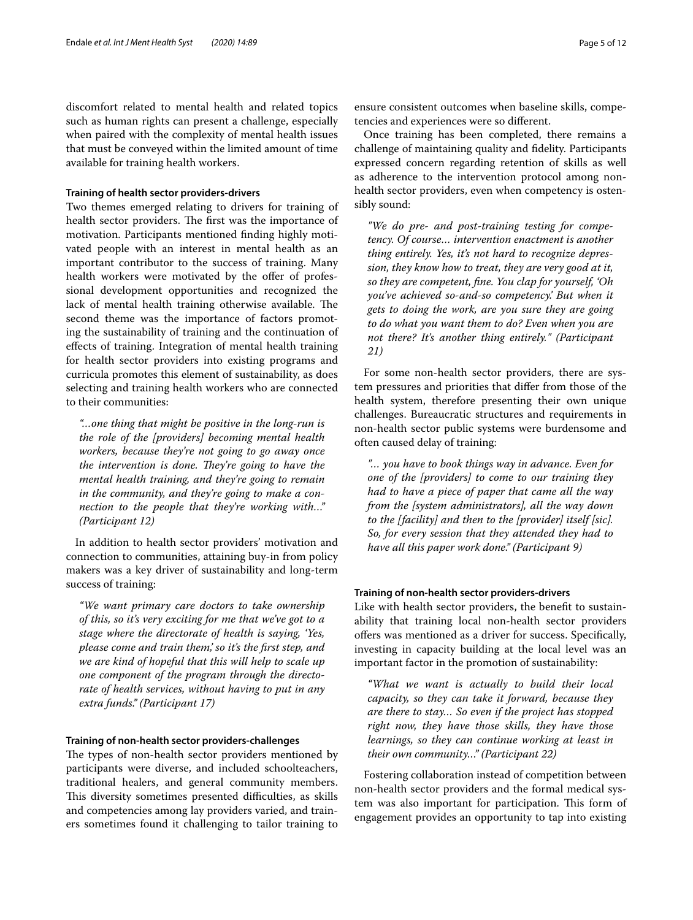discomfort related to mental health and related topics such as human rights can present a challenge, especially when paired with the complexity of mental health issues that must be conveyed within the limited amount of time available for training health workers.

#### Training of health sector providers-drivers

Two themes emerged relating to drivers for training of health sector providers. The first was the importance of motivation. Participants mentioned finding highly motivated people with an interest in mental health as an important contributor to the success of training. Many health workers were motivated by the offer of professional development opportunities and recognized the lack of mental health training otherwise available. The second theme was the importance of factors promoting the sustainability of training and the continuation of effects of training. Integration of mental health training for health sector providers into existing programs and curricula promotes this element of sustainability, as does selecting and training health workers who are connected to their communities:

> *"…one thing that might be positive in the long-run is the role of the [providers] becoming mental health workers, because they're not going to go away once the intervention is done. They're going to have the mental health training, and they're going to remain in the community, and they're going to make a connection to the people that they're working with…" (Participant 12)*

In addition to health sector providers' motivation and connection to communities, attaining buy-in from policy makers was a key driver of sustainability and long-term success of training:

> *"We want primary care doctors to take ownership of this, so it's very exciting for me that we've got to a stage where the directorate of health is saying, 'Yes, please come and train them,' so it's the first step, and we are kind of hopeful that this will help to scale up one component of the program through the directorate of health services, without having to put in any extra funds." (Participant 17)*

#### Training of non-health sector providers-challenges

The types of non-health sector providers mentioned by participants were diverse, and included schoolteachers, traditional healers, and general community members. This diversity sometimes presented difficulties, as skills and competencies among lay providers varied, and trainers sometimes found it challenging to tailor training to ensure consistent outcomes when baseline skills, competencies and experiences were so different.

Once training has been completed, there remains a challenge of maintaining quality and fidelity. Participants expressed concern regarding retention of skills as well as adherence to the intervention protocol among non-health sector providers, even when competency is ostensibly sound:

> *"We do pre- and post-training testing for competency. Of course… intervention enactment is another thing entirely. Yes, it's not hard to recognize depression, they know how to treat, they are very good at it, so they are competent, fine. You clap for yourself, 'Oh you've achieved so-and-so competency.' But when it gets to doing the work, are you sure they are going to do what you want them to do? Even when you are not there? It's another thing entirely." (Participant 21)*

For some non-health sector providers, there are system pressures and priorities that differ from those of the health system, therefore presenting their own unique challenges. Bureaucratic structures and requirements in non-health sector public systems were burdensome and often caused delay of training:

> *"… you have to book things way in advance. Even for one of the [providers] to come to our training they had to have a piece of paper that came all the way from the [system administrators], all the way down to the [facility] and then to the [provider] itself [sic]. So, for every session that they attended they had to have all this paper work done." (Participant 9)*

#### Training of non-health sector providers-drivers

Like with health sector providers, the benefit to sustainability that training local non-health sector providers offers was mentioned as a driver for success. Specifically, investing in capacity building at the local level was an important factor in the promotion of sustainability:

> *"What we want is actually to build their local capacity, so they can take it forward, because they are there to stay… So even if the project has stopped right now, they have those skills, they have those learnings, so they can continue working at least in their own community…" (Participant 22)*

Fostering collaboration instead of competition between non-health sector providers and the formal medical system was also important for participation. This form of engagement provides an opportunity to tap into existing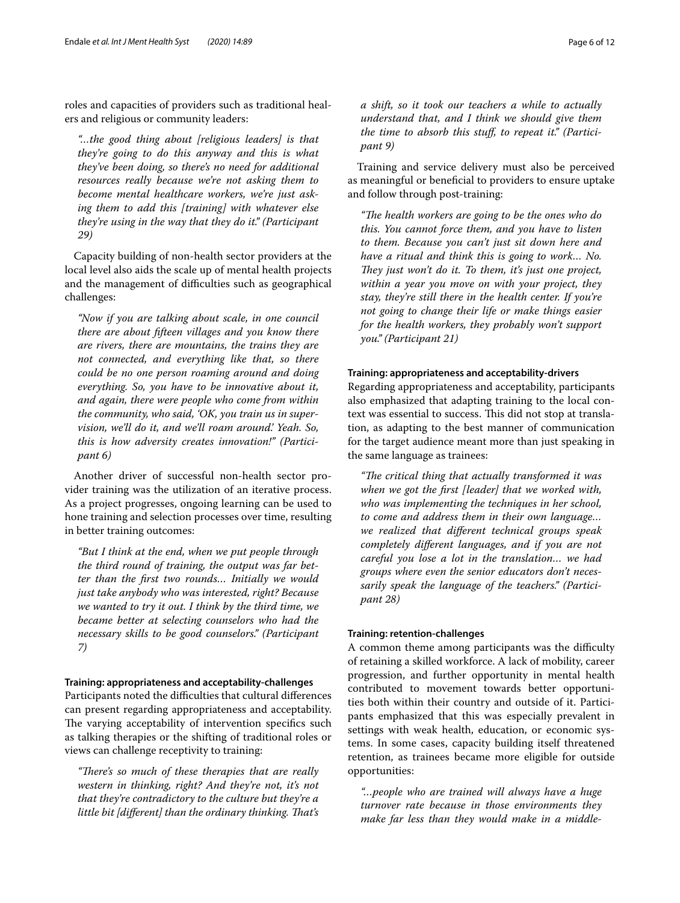roles and capacities of providers such as traditional healers and religious or community leaders:

> *"...the good thing about [religious leaders] is that they're going to do this anyway and this is what they've been doing, so there's no need for additional resources really because we're not asking them to become mental healthcare workers, we're just asking them to add this [training] with whatever else they're using in the way that they do it." (Participant 29)*

Capacity building of non-health sector providers at the local level also aids the scale up of mental health projects and the management of difficulties such as geographical challenges:

> *"Now if you are talking about scale, in one council there are about fifteen villages and you know there are rivers, there are mountains, the trains they are not connected, and everything like that, so there could be no one person roaming around and doing everything. So, you have to be innovative about it, and again, there were people who come from within the community, who said, 'OK, you train us in supervision, we'll do it, and we'll roam around.' Yeah. So, this is how adversity creates innovation!" (Participant 6)*

Another driver of successful non-health sector provider training was the utilization of an iterative process. As a project progresses, ongoing learning can be used to hone training and selection processes over time, resulting in better training outcomes:

> *"But I think at the end, when we put people through the third round of training, the output was far better than the first two rounds... Initially we would just take anybody who was interested, right? Because we wanted to try it out. I think by the third time, we became better at selecting counselors who had the necessary skills to be good counselors." (Participant 7)*

#### Training: appropriateness and acceptability-challenges

Participants noted the difficulties that cultural differences can present regarding appropriateness and acceptability. The varying acceptability of intervention specifics such as talking therapies or the shifting of traditional roles or views can challenge receptivity to training:

> *"There's so much of these therapies that are really western in thinking, right? And they're not, it's not that they're contradictory to the culture but they're a little bit [different] than the ordinary thinking. That's a shift, so it took our teachers a while to actually understand that, and I think we should give them the time to absorb this stuff, to repeat it." (Participant 9)*

Training and service delivery must also be perceived as meaningful or beneficial to providers to ensure uptake and follow through post-training:

> *"The health workers are going to be the ones who do this. You cannot force them, and you have to listen to them. Because you can't just sit down here and have a ritual and think this is going to work... No. They just won't do it. To them, it's just one project, within a year you move on with your project, they stay, they're still there in the health center. If you're not going to change their life or make things easier for the health workers, they probably won't support you." (Participant 21)*

#### Training: appropriateness and acceptability-drivers

Regarding appropriateness and acceptability, participants also emphasized that adapting training to the local context was essential to success. This did not stop at translation, as adapting to the best manner of communication for the target audience meant more than just speaking in the same language as trainees:

> *"The critical thing that actually transformed it was when we got the first [leader] that we worked with, who was implementing the techniques in her school, to come and address them in their own language... we realized that different technical groups speak completely different languages, and if you are not careful you lose a lot in the translation... we had groups where even the senior educators don't necessarily speak the language of the teachers." (Participant 28)*

#### Training: retention-challenges

A common theme among participants was the difficulty of retaining a skilled workforce. A lack of mobility, career progression, and further opportunity in mental health contributed to movement towards better opportunities both within their country and outside of it. Participants emphasized that this was especially prevalent in settings with weak health, education, or economic systems. In some cases, capacity building itself threatened retention, as trainees became more eligible for outside opportunities:

> *"...people who are trained will always have a huge turnover rate because in those environments they make far less than they would make in a middle-*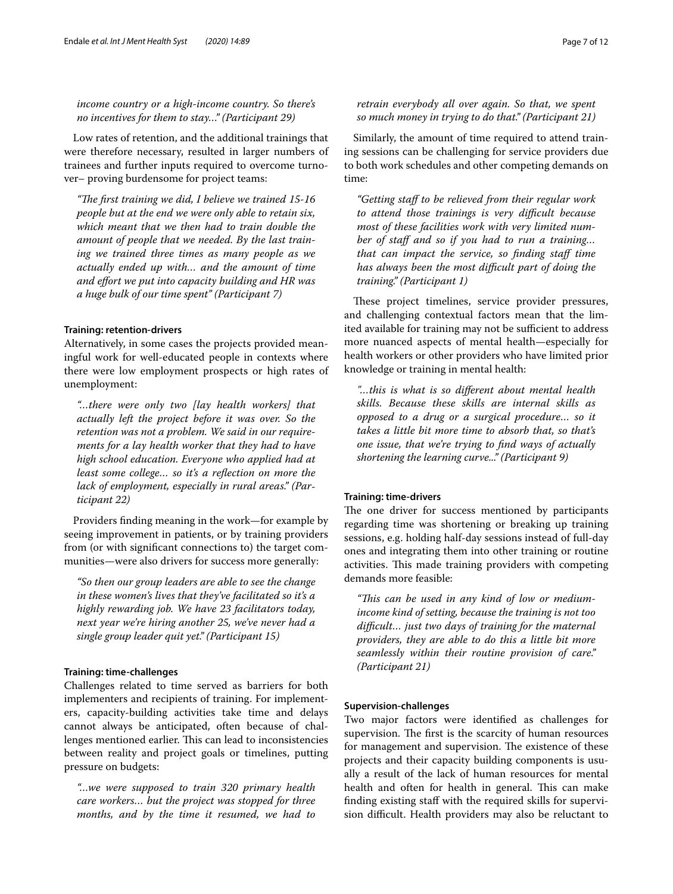*income country or a high-income country. So there's no incentives for them to stay…" (Participant 29)*

Low rates of retention, and the additional trainings that were therefore necessary, resulted in larger numbers of trainees and further inputs required to overcome turnover– proving burdensome for project teams:

> *"The first training we did, I believe we trained 15-16 people but at the end we were only able to retain six, which meant that we then had to train double the amount of people that we needed. By the last training we trained three times as many people as we actually ended up with… and the amount of time and effort we put into capacity building and HR was a huge bulk of our time spent" (Participant 7)*

#### Training: retention-drivers

Alternatively, in some cases the projects provided meaningful work for well-educated people in contexts where there were low employment prospects or high rates of unemployment:

> *"…there were only two [lay health workers] that actually left the project before it was over. So the retention was not a problem. We said in our requirements for a lay health worker that they had to have high school education. Everyone who applied had at least some college… so it's a reflection on more the lack of employment, especially in rural areas." (Participant 22)*

Providers finding meaning in the work—for example by seeing improvement in patients, or by training providers from (or with significant connections to) the target communities—were also drivers for success more generally:

> *"So then our group leaders are able to see the change in these women's lives that they've facilitated so it's a highly rewarding job. We have 23 facilitators today, next year we're hiring another 25, we've never had a single group leader quit yet." (Participant 15)*

#### Training: time-challenges

Challenges related to time served as barriers for both implementers and recipients of training. For implementers, capacity-building activities take time and delays cannot always be anticipated, often because of challenges mentioned earlier. This can lead to inconsistencies between reality and project goals or timelines, putting pressure on budgets:

> *"…we were supposed to train 320 primary health care workers… but the project was stopped for three months, and by the time it resumed, we had to retrain everybody all over again. So that, we spent so much money in trying to do that." (Participant 21)*

Similarly, the amount of time required to attend training sessions can be challenging for service providers due to both work schedules and other competing demands on time:

> *"Getting staff to be relieved from their regular work to attend those trainings is very difficult because most of these facilities work with very limited number of staff and so if you had to run a training… that can impact the service, so finding staff time has always been the most difficult part of doing the training." (Participant 1)*

These project timelines, service provider pressures, and challenging contextual factors mean that the limited available for training may not be sufficient to address more nuanced aspects of mental health—especially for health workers or other providers who have limited prior knowledge or training in mental health:

> *"…this is what is so different about mental health skills. Because these skills are internal skills as opposed to a drug or a surgical procedure… so it takes a little bit more time to absorb that, so that's one issue, that we're trying to find ways of actually shortening the learning curve..." (Participant 9)*

#### Training: time-drivers

The one driver for success mentioned by participants regarding time was shortening or breaking up training sessions, e.g. holding half-day sessions instead of full-day ones and integrating them into other training or routine activities. This made training providers with competing demands more feasible:

> *"This can be used in any kind of low or medium-income kind of setting, because the training is not too difficult… just two days of training for the maternal providers, they are able to do this a little bit more seamlessly within their routine provision of care." (Participant 21)*

#### Supervision-challenges

Two major factors were identified as challenges for supervision. The first is the scarcity of human resources for management and supervision. The existence of these projects and their capacity building components is usually a result of the lack of human resources for mental health and often for health in general. This can make finding existing staff with the required skills for supervision difficult. Health providers may also be reluctant to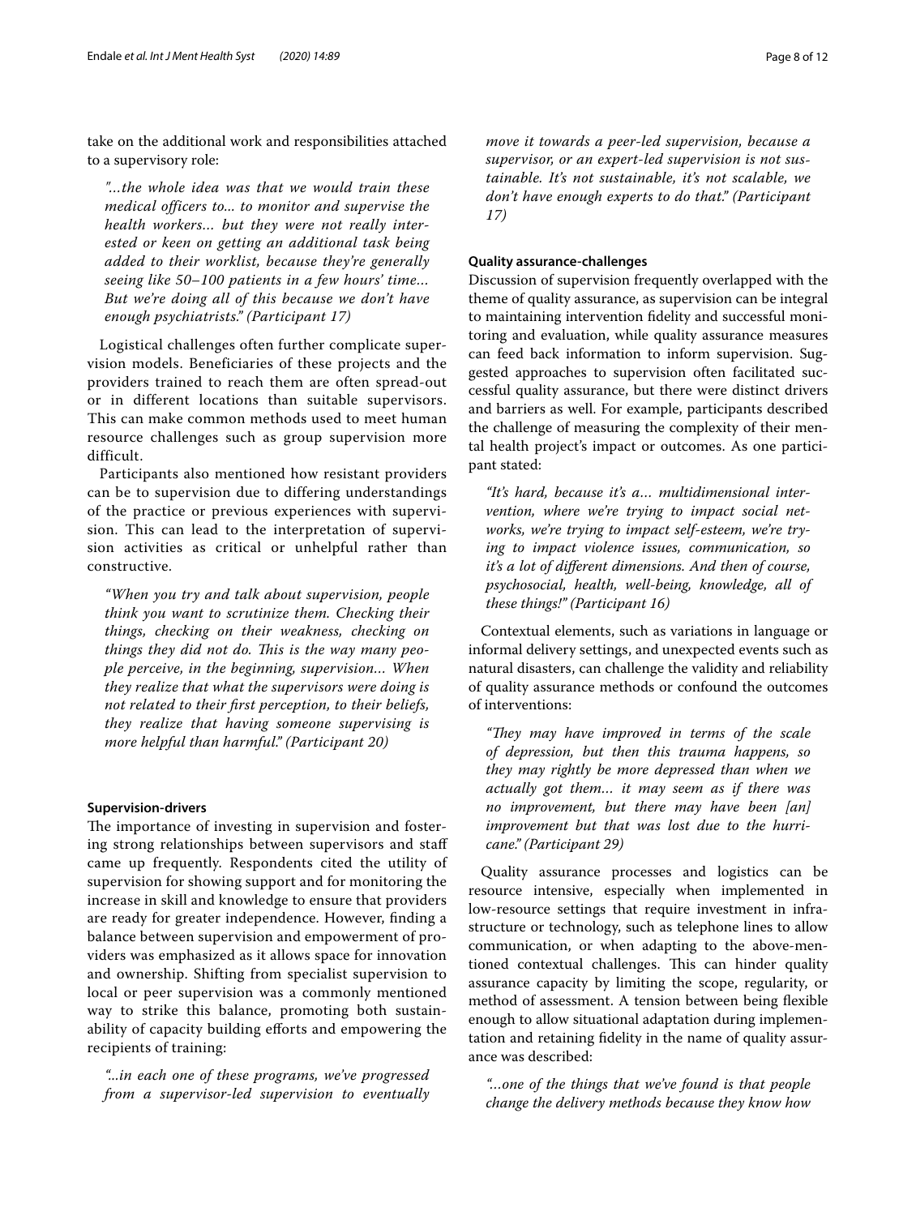take on the additional work and responsibilities attached to a supervisory role:

> *"...the whole idea was that we would train these medical officers to... to monitor and supervise the health workers… but they were not really interested or keen on getting an additional task being added to their worklist, because they're generally seeing like 50–100 patients in a few hours' time… But we're doing all of this because we don't have enough psychiatrists." (Participant 17)*

Logistical challenges often further complicate supervision models. Beneficiaries of these projects and the providers trained to reach them are often spread-out or in different locations than suitable supervisors. This can make common methods used to meet human resource challenges such as group supervision more difficult.

Participants also mentioned how resistant providers can be to supervision due to differing understandings of the practice or previous experiences with supervision. This can lead to the interpretation of supervision activities as critical or unhelpful rather than constructive.

> *"When you try and talk about supervision, people think you want to scrutinize them. Checking their things, checking on their weakness, checking on things they did not do. This is the way many people perceive, in the beginning, supervision… When they realize that what the supervisors were doing is not related to their first perception, to their beliefs, they realize that having someone supervising is more helpful than harmful." (Participant 20)*

#### Supervision-drivers

The importance of investing in supervision and fostering strong relationships between supervisors and staff came up frequently. Respondents cited the utility of supervision for showing support and for monitoring the increase in skill and knowledge to ensure that providers are ready for greater independence. However, finding a balance between supervision and empowerment of providers was emphasized as it allows space for innovation and ownership. Shifting from specialist supervision to local or peer supervision was a commonly mentioned way to strike this balance, promoting both sustainability of capacity building efforts and empowering the recipients of training:

> *"...in each one of these programs, we've progressed from a supervisor-led supervision to eventually move it towards a peer-led supervision, because a supervisor, or an expert-led supervision is not sustainable. It's not sustainable, it's not scalable, we don't have enough experts to do that." (Participant 17)*

#### Quality assurance-challenges

Discussion of supervision frequently overlapped with the theme of quality assurance, as supervision can be integral to maintaining intervention fidelity and successful monitoring and evaluation, while quality assurance measures can feed back information to inform supervision. Suggested approaches to supervision often facilitated successful quality assurance, but there were distinct drivers and barriers as well. For example, participants described the challenge of measuring the complexity of their mental health project's impact or outcomes. As one participant stated:

> *"It's hard, because it's a… multidimensional intervention, where we're trying to impact social networks, we're trying to impact self-esteem, we're trying to impact violence issues, communication, so it's a lot of different dimensions. And then of course, psychosocial, health, well-being, knowledge, all of these things!" (Participant 16)*

Contextual elements, such as variations in language or informal delivery settings, and unexpected events such as natural disasters, can challenge the validity and reliability of quality assurance methods or confound the outcomes of interventions:

> *"They may have improved in terms of the scale of depression, but then this trauma happens, so they may rightly be more depressed than when we actually got them… it may seem as if there was no improvement, but there may have been [an] improvement but that was lost due to the hurricane." (Participant 29)*

Quality assurance processes and logistics can be resource intensive, especially when implemented in low-resource settings that require investment in infrastructure or technology, such as telephone lines to allow communication, or when adapting to the above-mentioned contextual challenges. This can hinder quality assurance capacity by limiting the scope, regularity, or method of assessment. A tension between being flexible enough to allow situational adaptation during implementation and retaining fidelity in the name of quality assurance was described:

> *"…one of the things that we've found is that people change the delivery methods because they know how*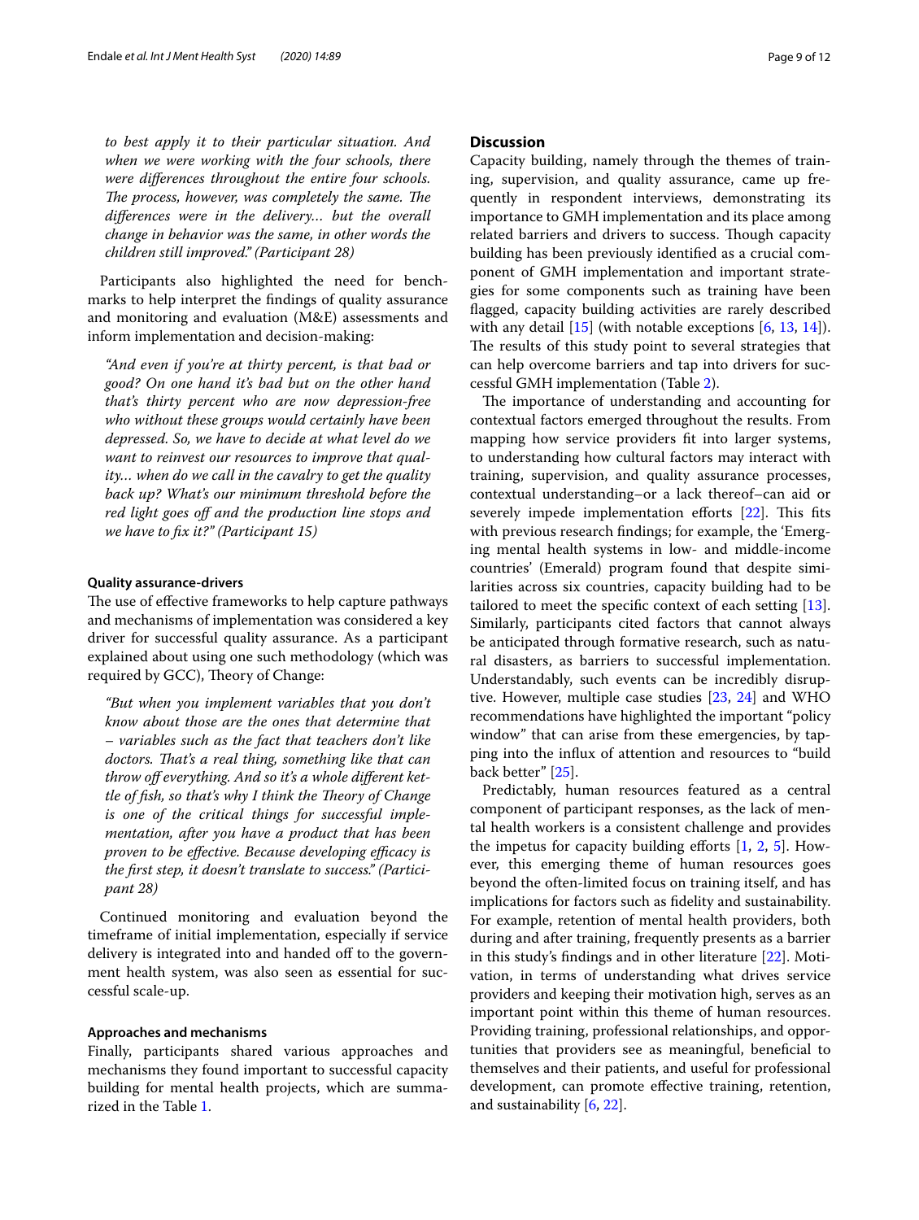*to best apply it to their particular situation. And when we were working with the four schools, there were differences throughout the entire four schools. The process, however, was completely the same. The differences were in the delivery… but the overall change in behavior was the same, in other words the children still improved." (Participant 28)*

Participants also highlighted the need for benchmarks to help interpret the findings of quality assurance and monitoring and evaluation (M&E) assessments and inform implementation and decision-making:

*"And even if you're at thirty percent, is that bad or good? On one hand it's bad but on the other hand that's thirty percent who are now depression-free who without these groups would certainly have been depressed. So, we have to decide at what level do we want to reinvest our resources to improve that quality… when do we call in the cavalry to get the quality back up? What's our minimum threshold before the red light goes off and the production line stops and we have to fix it?" (Participant 15)*

#### Quality assurance-drivers

The use of effective frameworks to help capture pathways and mechanisms of implementation was considered a key driver for successful quality assurance. As a participant explained about using one such methodology (which was required by GCC), Theory of Change:

*"But when you implement variables that you don't know about those are the ones that determine that – variables such as the fact that teachers don't like doctors. That's a real thing, something like that can throw off everything. And so it's a whole different kettle of fish, so that's why I think the Theory of Change is one of the critical things for successful implementation, after you have a product that has been proven to be effective. Because developing efficacy is the first step, it doesn't translate to success." (Participant 28)*

Continued monitoring and evaluation beyond the timeframe of initial implementation, especially if service delivery is integrated into and handed off to the government health system, was also seen as essential for successful scale-up.

#### Approaches and mechanisms

Finally, participants shared various approaches and mechanisms they found important to successful capacity building for mental health projects, which are summarized in the Table 1.

## Discussion

Capacity building, namely through the themes of training, supervision, and quality assurance, came up frequently in respondent interviews, demonstrating its importance to GMH implementation and its place among related barriers and drivers to success. Though capacity building has been previously identified as a crucial component of GMH implementation and important strategies for some components such as training have been flagged, capacity building activities are rarely described with any detail [15] (with notable exceptions [6, 13, 14]). The results of this study point to several strategies that can help overcome barriers and tap into drivers for successful GMH implementation (Table 2).

The importance of understanding and accounting for contextual factors emerged throughout the results. From mapping how service providers fit into larger systems, to understanding how cultural factors may interact with training, supervision, and quality assurance processes, contextual understanding–or a lack thereof–can aid or severely impede implementation efforts [22]. This fits with previous research findings; for example, the 'Emerging mental health systems in low- and middle-income countries' (Emerald) program found that despite similarities across six countries, capacity building had to be tailored to meet the specific context of each setting [13]. Similarly, participants cited factors that cannot always be anticipated through formative research, such as natural disasters, as barriers to successful implementation. Understandably, such events can be incredibly disruptive. However, multiple case studies [23, 24] and WHO recommendations have highlighted the important "policy window" that can arise from these emergencies, by tapping into the influx of attention and resources to "build back better" [25].

Predictably, human resources featured as a central component of participant responses, as the lack of mental health workers is a consistent challenge and provides the impetus for capacity building efforts [1, 2, 5]. However, this emerging theme of human resources goes beyond the often-limited focus on training itself, and has implications for factors such as fidelity and sustainability. For example, retention of mental health providers, both during and after training, frequently presents as a barrier in this study's findings and in other literature [22]. Motivation, in terms of understanding what drives service providers and keeping their motivation high, serves as an important point within this theme of human resources. Providing training, professional relationships, and opportunities that providers see as meaningful, beneficial to themselves and their patients, and useful for professional development, can promote effective training, retention, and sustainability [6, 22].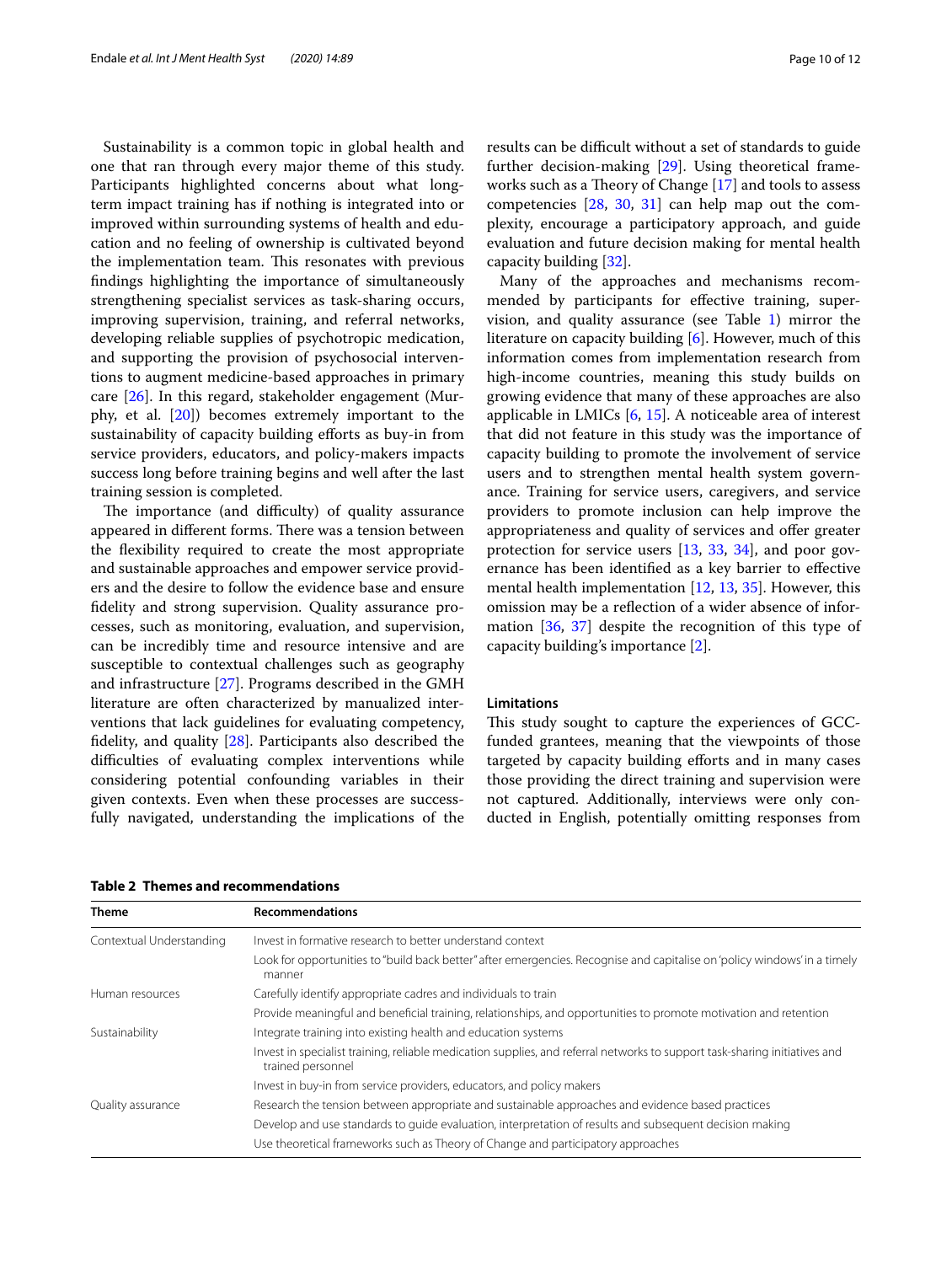Sustainability is a common topic in global health and one that ran through every major theme of this study. Participants highlighted concerns about what long-term impact training has if nothing is integrated into or improved within surrounding systems of health and education and no feeling of ownership is cultivated beyond the implementation team. This resonates with previous findings highlighting the importance of simultaneously strengthening specialist services as task-sharing occurs, improving supervision, training, and referral networks, developing reliable supplies of psychotropic medication, and supporting the provision of psychosocial interventions to augment medicine-based approaches in primary care [26]. In this regard, stakeholder engagement (Murphy, et al. [20]) becomes extremely important to the sustainability of capacity building efforts as buy-in from service providers, educators, and policy-makers impacts success long before training begins and well after the last training session is completed.

The importance (and difficulty) of quality assurance appeared in different forms. There was a tension between the flexibility required to create the most appropriate and sustainable approaches and empower service providers and the desire to follow the evidence base and ensure fidelity and strong supervision. Quality assurance processes, such as monitoring, evaluation, and supervision, can be incredibly time and resource intensive and are susceptible to contextual challenges such as geography and infrastructure [27]. Programs described in the GMH literature are often characterized by manualized interventions that lack guidelines for evaluating competency, fidelity, and quality [28]. Participants also described the difficulties of evaluating complex interventions while considering potential confounding variables in their given contexts. Even when these processes are successfully navigated, understanding the implications of the results can be difficult without a set of standards to guide further decision-making [29]. Using theoretical frameworks such as a Theory of Change [17] and tools to assess competencies [28, 30, 31] can help map out the complexity, encourage a participatory approach, and guide evaluation and future decision making for mental health capacity building [32].

Many of the approaches and mechanisms recommended by participants for effective training, supervision, and quality assurance (see Table 1) mirror the literature on capacity building [6]. However, much of this information comes from implementation research from high-income countries, meaning this study builds on growing evidence that many of these approaches are also applicable in LMICs [6, 15]. A noticeable area of interest that did not feature in this study was the importance of capacity building to promote the involvement of service users and to strengthen mental health system governance. Training for service users, caregivers, and service providers to promote inclusion can help improve the appropriateness and quality of services and offer greater protection for service users [13, 33, 34], and poor governance has been identified as a key barrier to effective mental health implementation [12, 13, 35]. However, this omission may be a reflection of a wider absence of information [36, 37] despite the recognition of this type of capacity building's importance [2].

#### Limitations

This study sought to capture the experiences of GCC-funded grantees, meaning that the viewpoints of those targeted by capacity building efforts and in many cases those providing the direct training and supervision were not captured. Additionally, interviews were only conducted in English, potentially omitting responses from

**Table 2 Themes and recommendations**

| Theme | Recommendations |
| --- | --- |
| Contextual Understanding | Invest in formative research to better understand context |
| | Look for opportunities to "build back better" after emergencies. Recognise and capitalise on 'policy windows' in a timely manner |
| Human resources | Carefully identify appropriate cadres and individuals to train |
| | Provide meaningful and beneficial training, relationships, and opportunities to promote motivation and retention |
| Sustainability | Integrate training into existing health and education systems |
| | Invest in specialist training, reliable medication supplies, and referral networks to support task-sharing initiatives and trained personnel |
| | Invest in buy-in from service providers, educators, and policy makers |
| Quality assurance | Research the tension between appropriate and sustainable approaches and evidence based practices |
| | Develop and use standards to guide evaluation, interpretation of results and subsequent decision making |
| | Use theoretical frameworks such as Theory of Change and participatory approaches |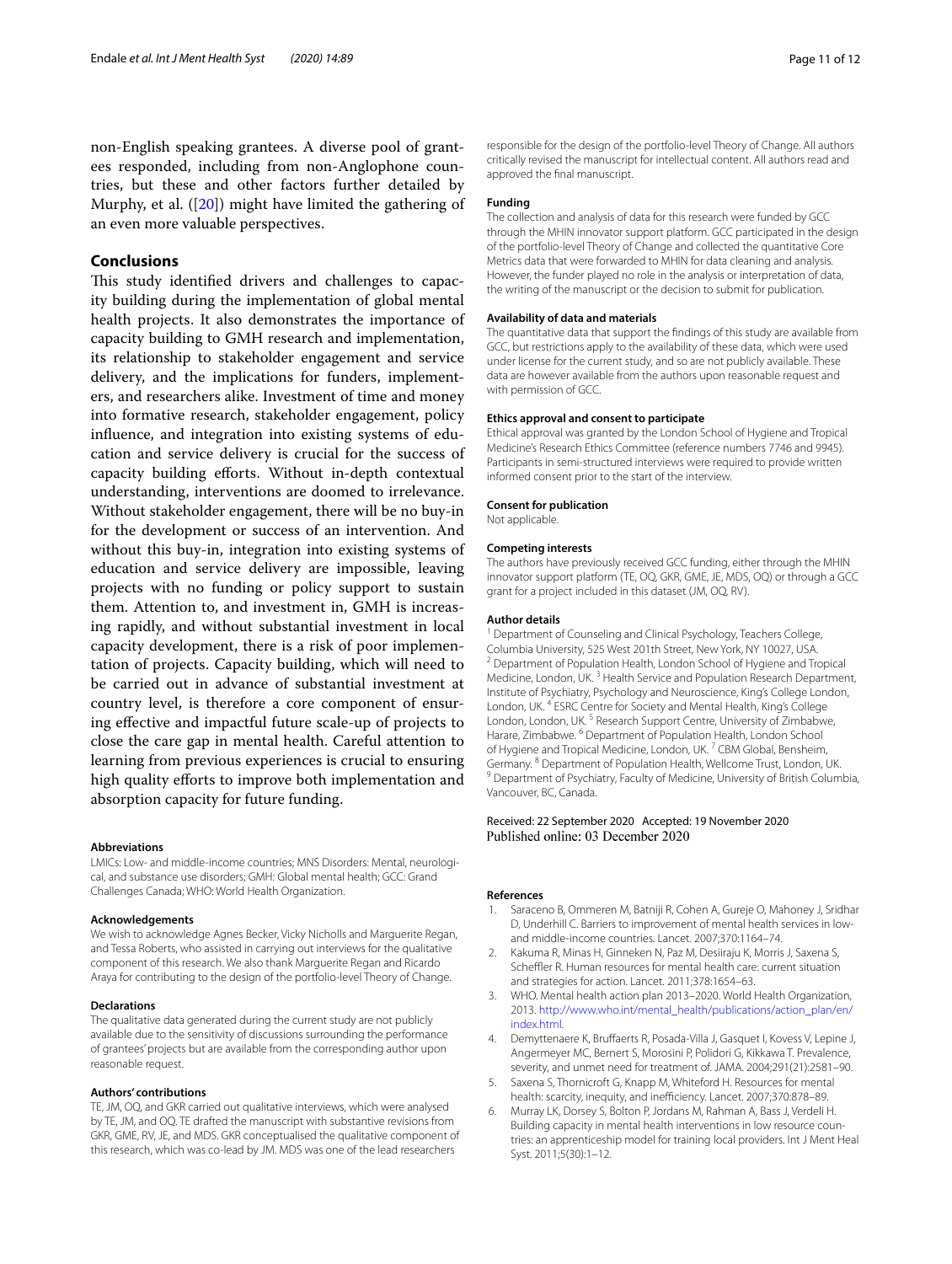non-English speaking grantees. A diverse pool of grantees responded, including from non-Anglophone countries, but these and other factors further detailed by Murphy, et al. ([20]) might have limited the gathering of an even more valuable perspectives.

## Conclusions

This study identified drivers and challenges to capacity building during the implementation of global mental health projects. It also demonstrates the importance of capacity building to GMH research and implementation, its relationship to stakeholder engagement and service delivery, and the implications for funders, implementers, and researchers alike. Investment of time and money into formative research, stakeholder engagement, policy influence, and integration into existing systems of education and service delivery is crucial for the success of capacity building efforts. Without in-depth contextual understanding, interventions are doomed to irrelevance. Without stakeholder engagement, there will be no buy-in for the development or success of an intervention. And without this buy-in, integration into existing systems of education and service delivery are impossible, leaving projects with no funding or policy support to sustain them. Attention to, and investment in, GMH is increasing rapidly, and without substantial investment in local capacity development, there is a risk of poor implementation of projects. Capacity building, which will need to be carried out in advance of substantial investment at country level, is therefore a core component of ensuring effective and impactful future scale-up of projects to close the care gap in mental health. Careful attention to learning from previous experiences is crucial to ensuring high quality efforts to improve both implementation and absorption capacity for future funding.

#### Abbreviations

LMICs: Low- and middle-income countries; MNS Disorders: Mental, neurological, and substance use disorders; GMH: Global mental health; GCC: Grand Challenges Canada; WHO: World Health Organization.

#### Acknowledgements

We wish to acknowledge Agnes Becker, Vicky Nicholls and Marguerite Regan, and Tessa Roberts, who assisted in carrying out interviews for the qualitative component of this research. We also thank Marguerite Regan and Ricardo Araya for contributing to the design of the portfolio-level Theory of Change.

#### Declarations

The qualitative data generated during the current study are not publicly available due to the sensitivity of discussions surrounding the performance of grantees' projects but are available from the corresponding author upon reasonable request.

#### Authors' contributions

TE, JM, OQ, and GKR carried out qualitative interviews, which were analysed by TE, JM, and OQ. TE drafted the manuscript with substantive revisions from GKR, GME, RV, JE, and MDS. GKR conceptualised the qualitative component of this research, which was co-lead by JM. MDS was one of the lead researchers responsible for the design of the portfolio-level Theory of Change. All authors critically revised the manuscript for intellectual content. All authors read and approved the final manuscript.

#### Funding

The collection and analysis of data for this research were funded by GCC through the MHIN innovator support platform. GCC participated in the design of the portfolio-level Theory of Change and collected the quantitative Core Metrics data that were forwarded to MHIN for data cleaning and analysis. However, the funder played no role in the analysis or interpretation of data, the writing of the manuscript or the decision to submit for publication.

#### Availability of data and materials

The quantitative data that support the findings of this study are available from GCC, but restrictions apply to the availability of these data, which were used under license for the current study, and so are not publicly available. These data are however available from the authors upon reasonable request and with permission of GCC.

#### Ethics approval and consent to participate

Ethical approval was granted by the London School of Hygiene and Tropical Medicine's Research Ethics Committee (reference numbers 7746 and 9945). Participants in semi-structured interviews were required to provide written informed consent prior to the start of the interview.

#### Consent for publication

Not applicable.

#### Competing interests

The authors have previously received GCC funding, either through the MHIN innovator support platform (TE, OQ, GKR, GME, JE, MDS, OQ) or through a GCC grant for a project included in this dataset (JM, OQ, RV).

#### Author details

[1] Department of Counseling and Clinical Psychology, Teachers College, Columbia University, 525 West 201th Street, New York, NY 10027, USA. [2] Department of Population Health, London School of Hygiene and Tropical Medicine, London, UK. [3] Health Service and Population Research Department, Institute of Psychiatry, Psychology and Neuroscience, King's College London, London, UK. [4] ESRC Centre for Society and Mental Health, King's College London, London, UK. [5] Research Support Centre, University of Zimbabwe, Harare, Zimbabwe. [6] Department of Population Health, London School of Hygiene and Tropical Medicine, London, UK. [7] CBM Global, Bensheim, Germany. [8] Department of Population Health, Wellcome Trust, London, UK. [9] Department of Psychiatry, Faculty of Medicine, University of British Columbia, Vancouver, BC, Canada.

Received: 22 September 2020 Accepted: 19 November 2020
Published online: 03 December 2020

#### References

1. Saraceno B, Ommeren M, Batniji R, Cohen A, Gureje O, Mahoney J, Sridhar D, Underhill C. Barriers to improvement of mental health services in low-and middle-income countries. Lancet. 2007;370:1164–74.
2. Kakuma R, Minas H, Ginneken N, Paz M, Desiiraju K, Morris J, Saxena S, Scheffler R. Human resources for mental health care: current situation and strategies for action. Lancet. 2011;378:1654–63.
3. WHO. Mental health action plan 2013–2020. World Health Organization, 2013. http://www.who.int/mental_health/publications/action_plan/en/index.html.
4. Demyttenaere K, Bruffaerts R, Posada-Villa J, Gasquet I, Kovess V, Lepine J, Angermeyer MC, Bernert S, Morosini P, Polidori G, Kikkawa T. Prevalence, severity, and unmet need for treatment of. JAMA. 2004;291(21):2581–90.
5. Saxena S, Thornicroft G, Knapp M, Whiteford H. Resources for mental health: scarcity, inequity, and inefficiency. Lancet. 2007;370:878–89.
6. Murray LK, Dorsey S, Bolton P, Jordans M, Rahman A, Bass J, Verdeli H. Building capacity in mental health interventions in low resource countries: an apprenticeship model for training local providers. Int J Ment Heal Syst. 2011;5(30):1–12.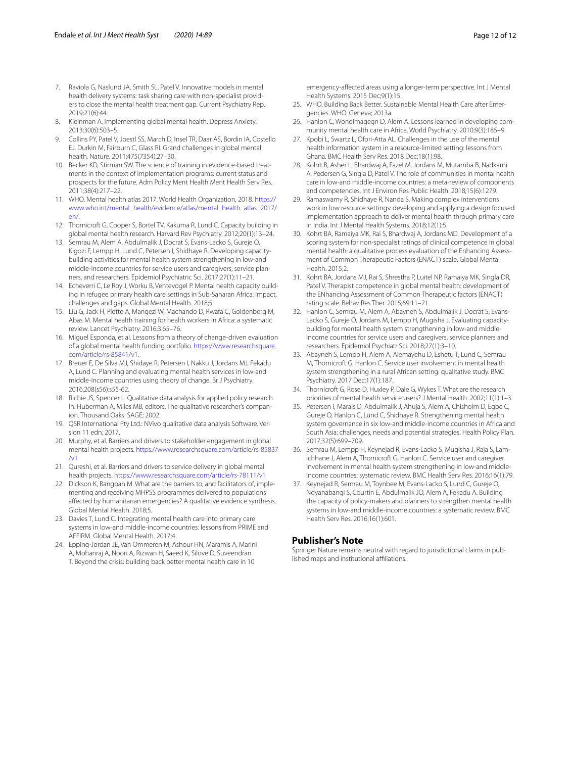7. Raviola G, Naslund JA, Smith SL, Patel V. Innovative models in mental health delivery systems: task sharing care with non-specialist providers to close the mental health treatment gap. Current Psychiatry Rep. 2019;21(6):44.
8. Kleinman A. Implementing global mental health. Depress Anxiety. 2013;30(6):503–5.
9. Collins PY, Patel V, Joestl SS, March D, Insel TR, Daar AS, Bordin IA, Costello EJ, Durkin M, Fairburn C, Glass RI. Grand challenges in global mental health. Nature. 2011;475(7354):27–30.
10. Becker KD, Stirman SW. The science of training in evidence-based treatments in the context of implementation programs: current status and prospects for the future. Adm Policy Ment Health Ment Health Serv Res. 2011;38(4):217–22.
11. WHO. Mental health atlas 2017. World Health Organization, 2018. https://www.who.int/mental_health/evidence/atlas/mental_health_atlas_2017/en/.
12. Thornicroft G, Cooper S, Bortel TV, Kakuma R, Lund C. Capacity building in global mental health research. Harvard Rev Psychiatry. 2012;20(1):13–24.
13. Semrau M, Alem A, Abdulmalik J, Docrat S, Evans-Lacko S, Gureje O, Kigozi F, Lempp H, Lund C, Petersen I, Shidhaye R. Developing capacity-building activities for mental health system strengthening in low-and middle-income countries for service users and caregivers, service planners, and researchers. Epidemiol Psychiatric Sci. 2017;27(1):11–21.
14. Echeverri C, Le Roy J, Worku B, Ventevogel P. Mental health capacity building in refugee primary health care settings in Sub-Saharan Africa: impact, challenges and gaps. Global Mental Health. 2018;5.
15. Liu G, Jack H, Piette A, Mangezi W, Machando D, Rwafa C, Goldenberg M, Abas M. Mental health training for health workers in Africa: a systematic review. Lancet Psychiatry. 2016;3:65–76.
16. Miguel Esponda, et al. Lessons from a theory of change-driven evaluation of a global mental health funding portfolio. https://www.researchsquare.com/article/rs-85841/v1.
17. Breuer E, De Silva MJ, Shidaye R, Petersen I, Nakku J, Jordans MJ, Fekadu A, Lund C. Planning and evaluating mental health services in low-and middle-income countries using theory of change. Br J Psychiatry. 2016;208(s56):s55-62.
18. Richie JS, Spencer L. Qualitative data analysis for applied policy research. In: Huberman A, Miles MB, editors. The qualitative researcher's companion. Thousand Oaks: SAGE; 2002.
19. QSR International Pty Ltd.: NVivo qualitative data analysis Software. Version 11 edn; 2017.
20. Murphy, et al. Barriers and drivers to stakeholder engagement in global mental health projects. https://www.researchsquare.com/article/rs-85837/v1
21. Qureshi, et al. Barriers and drivers to service delivery in global mental health projects. https://www.researchsquare.com/article/rs-78111/v1
22. Dickson K, Bangpan M. What are the barriers to, and facilitators of, implementing and receiving MHPSS programmes delivered to populations affected by humanitarian emergencies? A qualitative evidence synthesis. Global Mental Health. 2018;5.
23. Davies T, Lund C. Integrating mental health care into primary care systems in low-and middle-income countries: lessons from PRIME and AFFIRM. Global Mental Health. 2017;4.
24. Epping-Jordan JE, Van Ommeren M, Ashour HN, Maramis A, Marini A, Mohanraj A, Noori A, Rizwan H, Saeed K, Silove D, Suveendran T. Beyond the crisis: building back better mental health care in 10 emergency-affected areas using a longer-term perspective. Int J Mental Health Systems. 2015 Dec;9(1):15.
25. WHO. Building Back Better. Sustainable Mental Health Care after Emergencies. WHO: Geneva; 2013a.
26. Hanlon C, Wondimagegn D, Alem A. Lessons learned in developing community mental health care in Africa. World Psychiatry. 2010;9(3):185–9.
27. Kpobi L, Swartz L, Ofori-Atta AL. Challenges in the use of the mental health information system in a resource-limited setting: lessons from Ghana. BMC Health Serv Res. 2018 Dec;18(1):98.
28. Kohrt B, Asher L, Bhardwaj A, Fazel M, Jordans M, Mutamba B, Nadkarni A, Pedersen G, Singla D, Patel V. The role of communities in mental health care in low-and middle-income countries: a meta-review of components and competencies. Int J Environ Res Public Health. 2018;15(6):1279.
29. Ramaswamy R, Shidhaye R, Nanda S. Making complex interventions work in low resource settings: developing and applying a design focused implementation approach to deliver mental health through primary care in India. Int J Mental Health Systems. 2018;12(1):5.
30. Kohrt BA, Ramaiya MK, Rai S, Bhardwaj A, Jordans MD. Development of a scoring system for non-specialist ratings of clinical competence in global mental health: a qualitative process evaluation of the Enhancing Assessment of Common Therapeutic Factors (ENACT) scale. Global Mental Health. 2015;2.
31. Kohrt BA, Jordans MJ, Rai S, Shrestha P, Luitel NP, Ramaiya MK, Singla DR, Patel V. Therapist competence in global mental health: development of the ENhancing Assessment of Common Therapeutic factors (ENACT) rating scale. Behav Res Ther. 2015;69:11–21.
32. Hanlon C, Semrau M, Alem A, Abayneh S, Abdulmalik J, Docrat S, Evans-Lacko S, Gureje O, Jordans M, Lempp H, Mugisha J. Evaluating capacity-building for mental health system strengthening in low-and middle-income countries for service users and caregivers, service planners and researchers. Epidemiol Psychiatr Sci. 2018;27(1):3–10.
33. Abayneh S, Lempp H, Alem A, Alemayehu D, Eshetu T, Lund C, Semrau M, Thornicroft G, Hanlon C. Service user involvement in mental health system strengthening in a rural African setting: qualitative study. BMC Psychiatry. 2017 Dec;17(1):187.
34. Thornicroft G, Rose D, Huxley P, Dale G, Wykes T. What are the research priorities of mental health service users? J Mental Health. 2002;11(1):1–3.
35. Petersen I, Marais D, Abdulmalik J, Ahuja S, Alem A, Chisholm D, Egbe C, Gureje O, Hanlon C, Lund C, Shidhaye R. Strengthening mental health system governance in six low-and middle-income countries in Africa and South Asia: challenges, needs and potential strategies. Health Policy Plan. 2017;32(5):699–709.
36. Semrau M, Lempp H, Keynejad R, Evans-Lacko S, Mugisha J, Raja S, Lamichhane J, Alem A, Thornicroft G, Hanlon C. Service user and caregiver involvement in mental health system strengthening in low-and middle-income countries: systematic review. BMC Health Serv Res. 2016;16(1):79.
37. Keynejad R, Semrau M, Toynbee M, Evans-Lacko S, Lund C, Gureje O, Ndyanabangi S, Courtin E, Abdulmalik JO, Alem A, Fekadu A. Building the capacity of policy-makers and planners to strengthen mental health systems in low-and middle-income countries: a systematic review. BMC Health Serv Res. 2016;16(1):601.

## Publisher's Note

Springer Nature remains neutral with regard to jurisdictional claims in published maps and institutional affiliations.